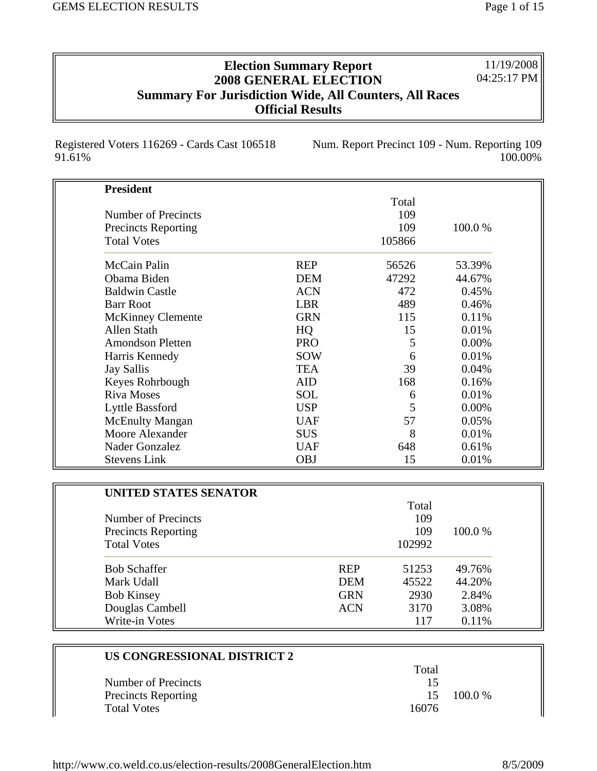# Election Summary Report
## 2008 GENERAL ELECTION
## Summary For Jurisdiction Wide, All Counters, All Races
## Official Results

11/19/2008
04:25:17 PM

Registered Voters 116269 - Cards Cast 106518 91.61%

Num. Report Precinct 109 - Num. Reporting 109 100.00%

### President

| | | Total | |
|---|---|---|---|
| Number of Precincts | | 109 | |
| Precincts Reporting | | 109 | 100.0 % |
| Total Votes | | 105866 | |
| McCain Palin | REP | 56526 | 53.39% |
| Obama Biden | DEM | 47292 | 44.67% |
| Baldwin Castle | ACN | 472 | 0.45% |
| Barr Root | LBR | 489 | 0.46% |
| McKinney Clemente | GRN | 115 | 0.11% |
| Allen Stath | HQ | 15 | 0.01% |
| Amondson Pletten | PRO | 5 | 0.00% |
| Harris Kennedy | SOW | 6 | 0.01% |
| Jay Sallis | TEA | 39 | 0.04% |
| Keyes Rohrbough | AID | 168 | 0.16% |
| Riva Moses | SOL | 6 | 0.01% |
| Lyttle Bassford | USP | 5 | 0.00% |
| McEnulty Mangan | UAF | 57 | 0.05% |
| Moore Alexander | SUS | 8 | 0.01% |
| Nader Gonzalez | UAF | 648 | 0.61% |
| Stevens Link | OBJ | 15 | 0.01% |

### UNITED STATES SENATOR

| | | Total | |
|---|---|---|---|
| Number of Precincts | | 109 | |
| Precincts Reporting | | 109 | 100.0 % |
| Total Votes | | 102992 | |
| Bob Schaffer | REP | 51253 | 49.76% |
| Mark Udall | DEM | 45522 | 44.20% |
| Bob Kinsey | GRN | 2930 | 2.84% |
| Douglas Cambell | ACN | 3170 | 3.08% |
| Write-in Votes | | 117 | 0.11% |

### US CONGRESSIONAL DISTRICT 2

| | Total | |
|---|---|---|
| Number of Precincts | 15 | |
| Precincts Reporting | 15 | 100.0 % |
| Total Votes | 16076 | |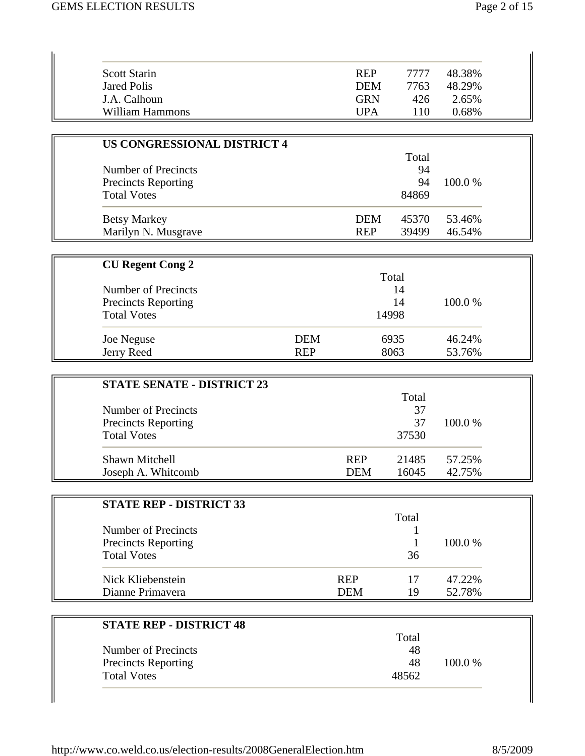| | | | |
|---|---|---|---|
| Scott Starin | REP | 7777 | 48.38% |
| Jared Polis | DEM | 7763 | 48.29% |
| J.A. Calhoun | GRN | 426 | 2.65% |
| William Hammons | UPA | 110 | 0.68% |

## US CONGRESSIONAL DISTRICT 4

| | | Total | |
|---|---|---|---|
| Number of Precincts | | 94 | |
| Precincts Reporting | | 94 | 100.0 % |
| Total Votes | | 84869 | |
| Betsy Markey | DEM | 45370 | 53.46% |
| Marilyn N. Musgrave | REP | 39499 | 46.54% |

## CU Regent Cong 2

| | | Total | |
|---|---|---|---|
| Number of Precincts | | 14 | |
| Precincts Reporting | | 14 | 100.0 % |
| Total Votes | | 14998 | |
| Joe Neguse | DEM | 6935 | 46.24% |
| Jerry Reed | REP | 8063 | 53.76% |

## STATE SENATE - DISTRICT 23

| | | Total | |
|---|---|---|---|
| Number of Precincts | | 37 | |
| Precincts Reporting | | 37 | 100.0 % |
| Total Votes | | 37530 | |
| Shawn Mitchell | REP | 21485 | 57.25% |
| Joseph A. Whitcomb | DEM | 16045 | 42.75% |

## STATE REP - DISTRICT 33

| | | Total | |
|---|---|---|---|
| Number of Precincts | | 1 | |
| Precincts Reporting | | 1 | 100.0 % |
| Total Votes | | 36 | |
| Nick Kliebenstein | REP | 17 | 47.22% |
| Dianne Primavera | DEM | 19 | 52.78% |

## STATE REP - DISTRICT 48

| | | Total | |
|---|---|---|---|
| Number of Precincts | | 48 | |
| Precincts Reporting | | 48 | 100.0 % |
| Total Votes | | 48562 | |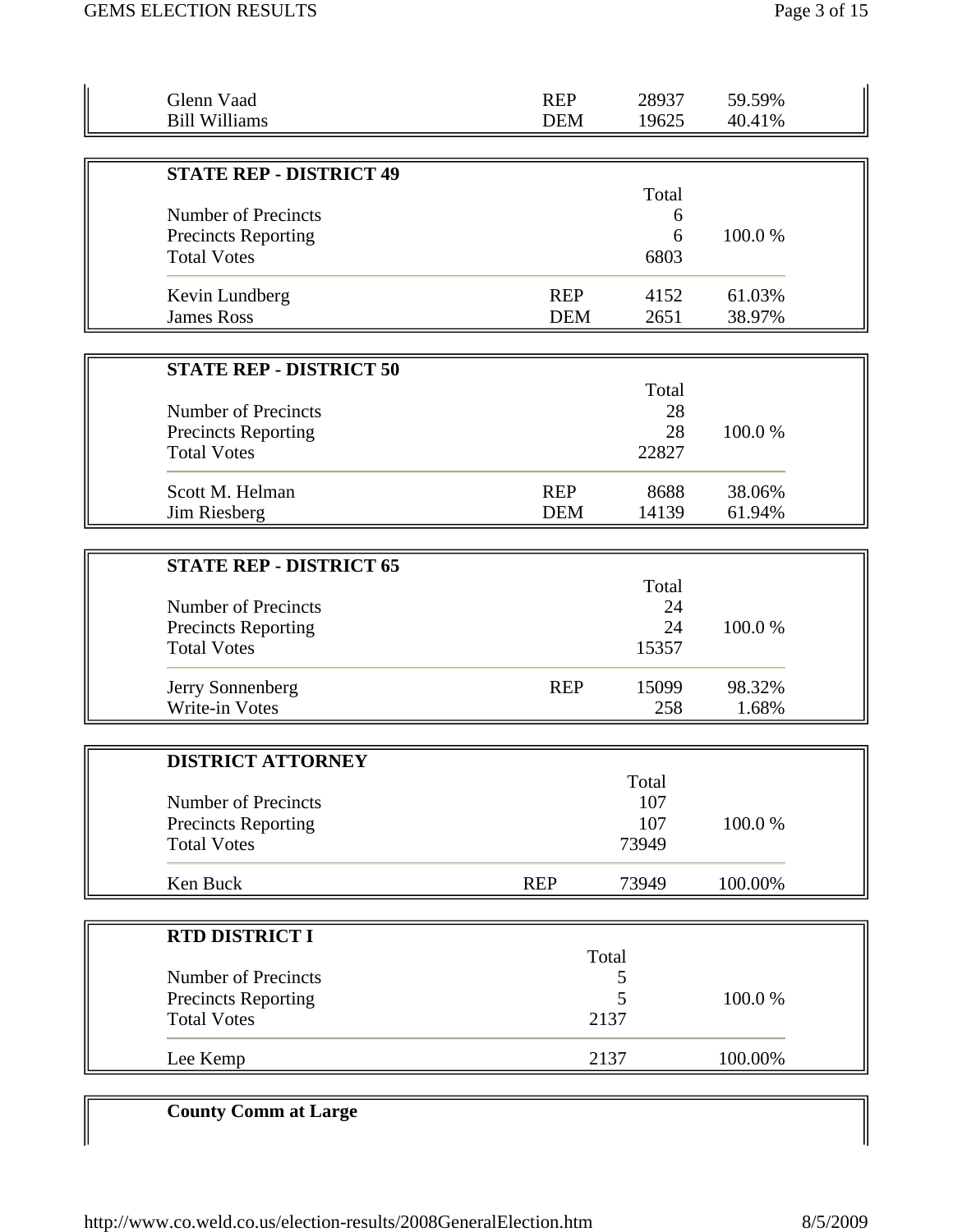| | | | |
|---|---|---|---|
| Glenn Vaad | REP | 28937 | 59.59% |
| Bill Williams | DEM | 19625 | 40.41% |

**STATE REP - DISTRICT 49**

| | | Total | |
|---|---|---|---|
| Number of Precincts | | 6 | |
| Precincts Reporting | | 6 | 100.0 % |
| Total Votes | | 6803 | |
| Kevin Lundberg | REP | 4152 | 61.03% |
| James Ross | DEM | 2651 | 38.97% |

**STATE REP - DISTRICT 50**

| | | Total | |
|---|---|---|---|
| Number of Precincts | | 28 | |
| Precincts Reporting | | 28 | 100.0 % |
| Total Votes | | 22827 | |
| Scott M. Helman | REP | 8688 | 38.06% |
| Jim Riesberg | DEM | 14139 | 61.94% |

**STATE REP - DISTRICT 65**

| | | Total | |
|---|---|---|---|
| Number of Precincts | | 24 | |
| Precincts Reporting | | 24 | 100.0 % |
| Total Votes | | 15357 | |
| Jerry Sonnenberg | REP | 15099 | 98.32% |
| Write-in Votes | | 258 | 1.68% |

**DISTRICT ATTORNEY**

| | | Total | |
|---|---|---|---|
| Number of Precincts | | 107 | |
| Precincts Reporting | | 107 | 100.0 % |
| Total Votes | | 73949 | |
| Ken Buck | REP | 73949 | 100.00% |

**RTD DISTRICT I**

| | Total | |
|---|---|---|
| Number of Precincts | 5 | |
| Precincts Reporting | 5 | 100.0 % |
| Total Votes | 2137 | |
| Lee Kemp | 2137 | 100.00% |

**County Comm at Large**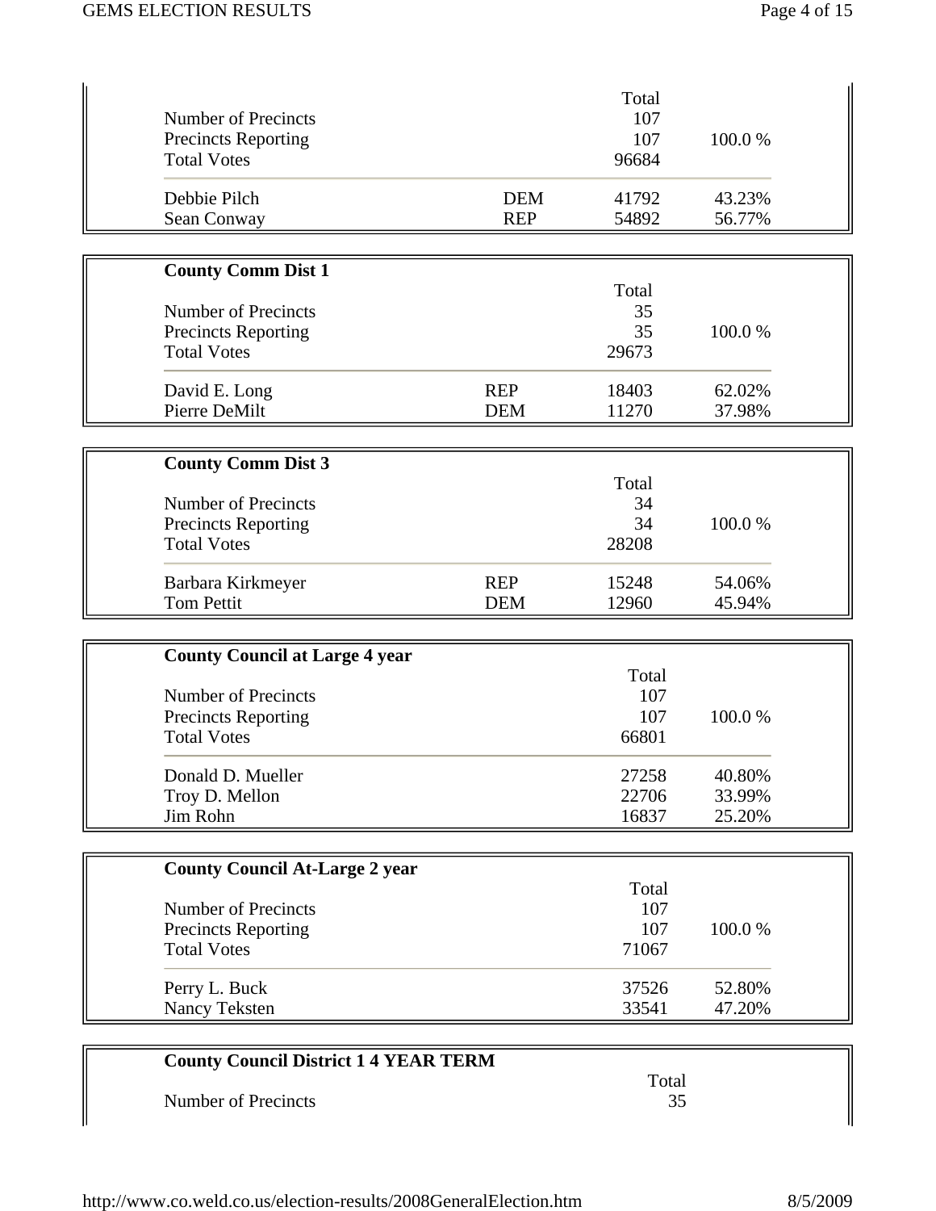| | | Total | |
|---|---|---|---|
| Number of Precincts | | 107 | |
| Precincts Reporting | | 107 | 100.0 % |
| Total Votes | | 96684 | |
| Debbie Pilch | DEM | 41792 | 43.23% |
| Sean Conway | REP | 54892 | 56.77% |

### County Comm Dist 1

| | | Total | |
|---|---|---|---|
| Number of Precincts | | 35 | |
| Precincts Reporting | | 35 | 100.0 % |
| Total Votes | | 29673 | |
| David E. Long | REP | 18403 | 62.02% |
| Pierre DeMilt | DEM | 11270 | 37.98% |

### County Comm Dist 3

| | | Total | |
|---|---|---|---|
| Number of Precincts | | 34 | |
| Precincts Reporting | | 34 | 100.0 % |
| Total Votes | | 28208 | |
| Barbara Kirkmeyer | REP | 15248 | 54.06% |
| Tom Pettit | DEM | 12960 | 45.94% |

### County Council at Large 4 year

| | Total | |
|---|---|---|
| Number of Precincts | 107 | |
| Precincts Reporting | 107 | 100.0 % |
| Total Votes | 66801 | |
| Donald D. Mueller | 27258 | 40.80% |
| Troy D. Mellon | 22706 | 33.99% |
| Jim Rohn | 16837 | 25.20% |

### County Council At-Large 2 year

| | Total | |
|---|---|---|
| Number of Precincts | 107 | |
| Precincts Reporting | 107 | 100.0 % |
| Total Votes | 71067 | |
| Perry L. Buck | 37526 | 52.80% |
| Nancy Teksten | 33541 | 47.20% |

### County Council District 1 4 YEAR TERM

| | Total |
|---|---|
| Number of Precincts | 35 |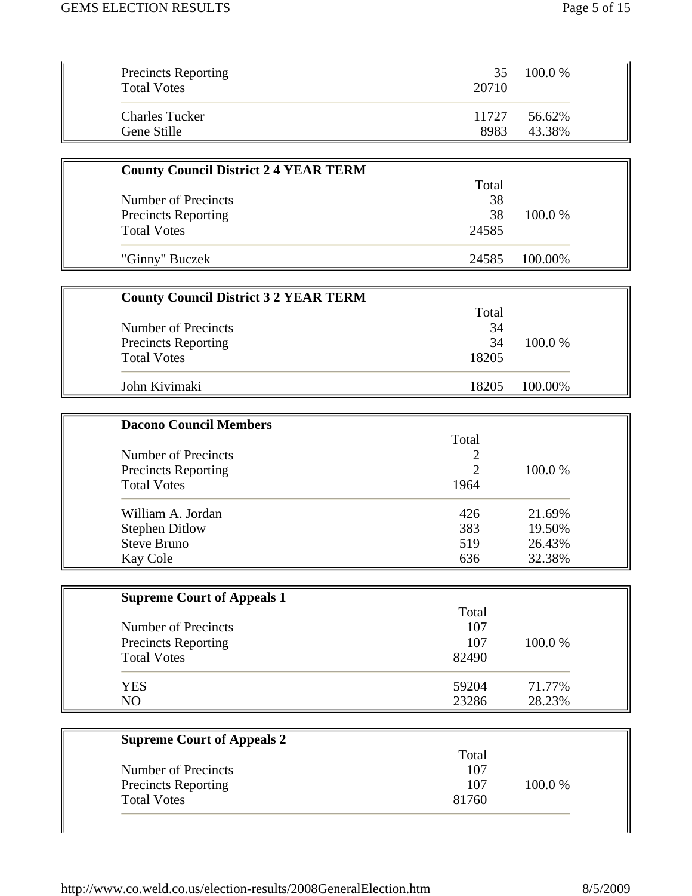| | | |
|---|---|---|
| Precincts Reporting | 35 | 100.0 % |
| Total Votes | 20710 | |
| Charles Tucker | 11727 | 56.62% |
| Gene Stille | 8983 | 43.38% |

**County Council District 2 4 YEAR TERM**

| | Total | |
|---|---|---|
| Number of Precincts | 38 | |
| Precincts Reporting | 38 | 100.0 % |
| Total Votes | 24585 | |
| "Ginny" Buczek | 24585 | 100.00% |

**County Council District 3 2 YEAR TERM**

| | Total | |
|---|---|---|
| Number of Precincts | 34 | |
| Precincts Reporting | 34 | 100.0 % |
| Total Votes | 18205 | |
| John Kivimaki | 18205 | 100.00% |

**Dacono Council Members**

| | Total | |
|---|---|---|
| Number of Precincts | 2 | |
| Precincts Reporting | 2 | 100.0 % |
| Total Votes | 1964 | |
| William A. Jordan | 426 | 21.69% |
| Stephen Ditlow | 383 | 19.50% |
| Steve Bruno | 519 | 26.43% |
| Kay Cole | 636 | 32.38% |

**Supreme Court of Appeals 1**

| | Total | |
|---|---|---|
| Number of Precincts | 107 | |
| Precincts Reporting | 107 | 100.0 % |
| Total Votes | 82490 | |
| YES | 59204 | 71.77% |
| NO | 23286 | 28.23% |

**Supreme Court of Appeals 2**

| | Total | |
|---|---|---|
| Number of Precincts | 107 | |
| Precincts Reporting | 107 | 100.0 % |
| Total Votes | 81760 | |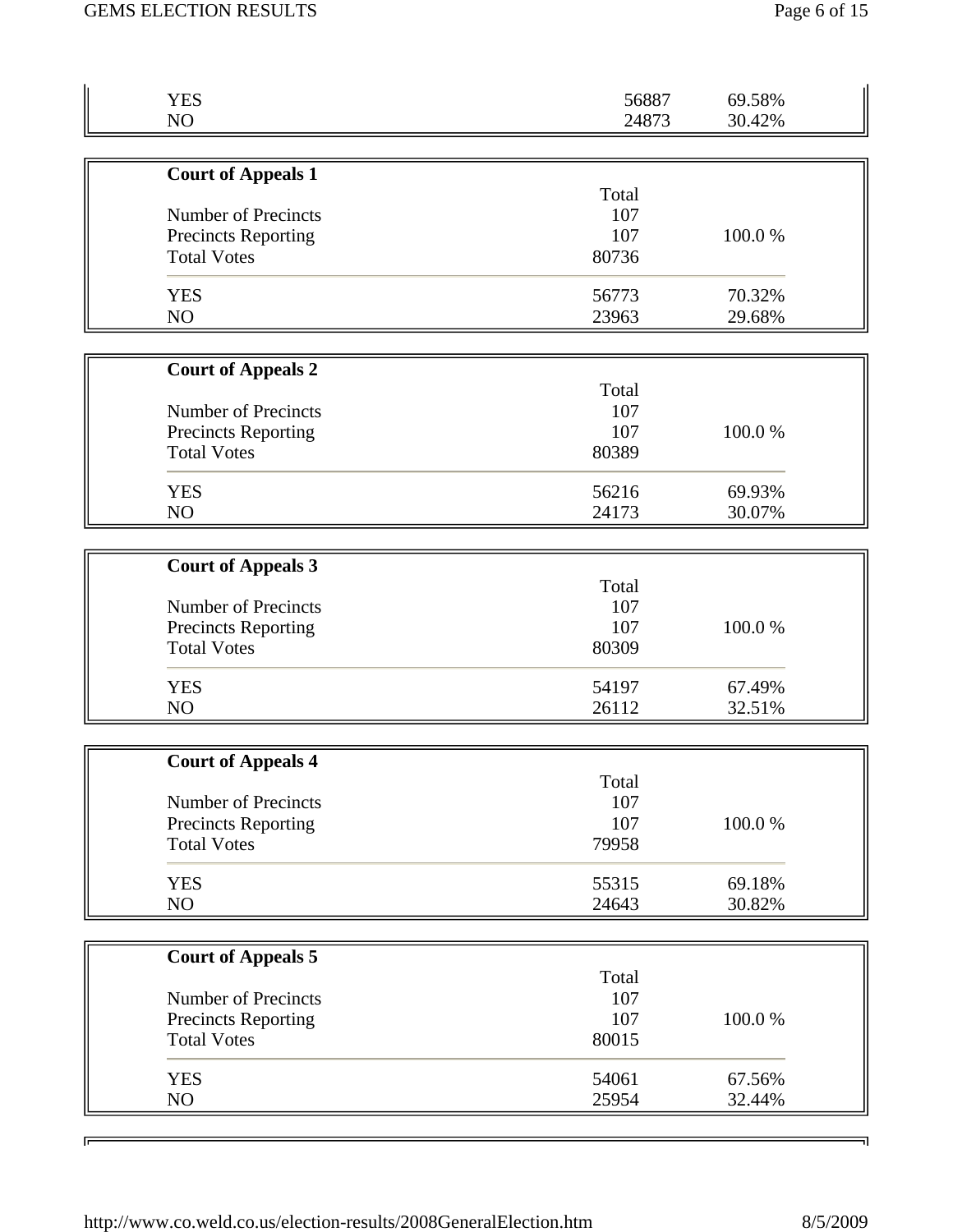| | | |
|---|---|---|
| YES | 56887 | 69.58% |
| NO | 24873 | 30.42% |

**Court of Appeals 1**

| | Total | |
|---|---|---|
| Number of Precincts | 107 | |
| Precincts Reporting | 107 | 100.0 % |
| Total Votes | 80736 | |
| YES | 56773 | 70.32% |
| NO | 23963 | 29.68% |

**Court of Appeals 2**

| | Total | |
|---|---|---|
| Number of Precincts | 107 | |
| Precincts Reporting | 107 | 100.0 % |
| Total Votes | 80389 | |
| YES | 56216 | 69.93% |
| NO | 24173 | 30.07% |

**Court of Appeals 3**

| | Total | |
|---|---|---|
| Number of Precincts | 107 | |
| Precincts Reporting | 107 | 100.0 % |
| Total Votes | 80309 | |
| YES | 54197 | 67.49% |
| NO | 26112 | 32.51% |

**Court of Appeals 4**

| | Total | |
|---|---|---|
| Number of Precincts | 107 | |
| Precincts Reporting | 107 | 100.0 % |
| Total Votes | 79958 | |
| YES | 55315 | 69.18% |
| NO | 24643 | 30.82% |

**Court of Appeals 5**

| | Total | |
|---|---|---|
| Number of Precincts | 107 | |
| Precincts Reporting | 107 | 100.0 % |
| Total Votes | 80015 | |
| YES | 54061 | 67.56% |
| NO | 25954 | 32.44% |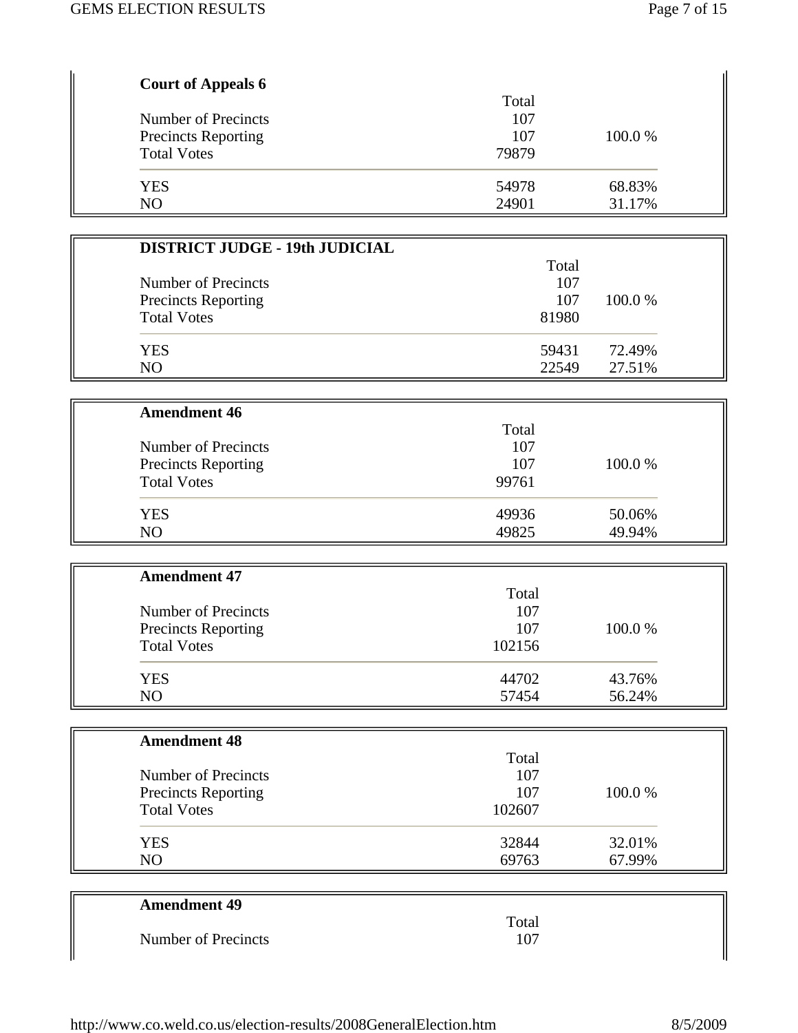**Court of Appeals 6**

| | Total | |
|---|---|---|
| Number of Precincts | 107 | |
| Precincts Reporting | 107 | 100.0 % |
| Total Votes | 79879 | |
| YES | 54978 | 68.83% |
| NO | 24901 | 31.17% |

**DISTRICT JUDGE - 19th JUDICIAL**

| | Total | |
|---|---|---|
| Number of Precincts | 107 | |
| Precincts Reporting | 107 | 100.0 % |
| Total Votes | 81980 | |
| YES | 59431 | 72.49% |
| NO | 22549 | 27.51% |

**Amendment 46**

| | Total | |
|---|---|---|
| Number of Precincts | 107 | |
| Precincts Reporting | 107 | 100.0 % |
| Total Votes | 99761 | |
| YES | 49936 | 50.06% |
| NO | 49825 | 49.94% |

**Amendment 47**

| | Total | |
|---|---|---|
| Number of Precincts | 107 | |
| Precincts Reporting | 107 | 100.0 % |
| Total Votes | 102156 | |
| YES | 44702 | 43.76% |
| NO | 57454 | 56.24% |

**Amendment 48**

| | Total | |
|---|---|---|
| Number of Precincts | 107 | |
| Precincts Reporting | 107 | 100.0 % |
| Total Votes | 102607 | |
| YES | 32844 | 32.01% |
| NO | 69763 | 67.99% |

**Amendment 49**

| | Total | |
|---|---|---|
| Number of Precincts | 107 | |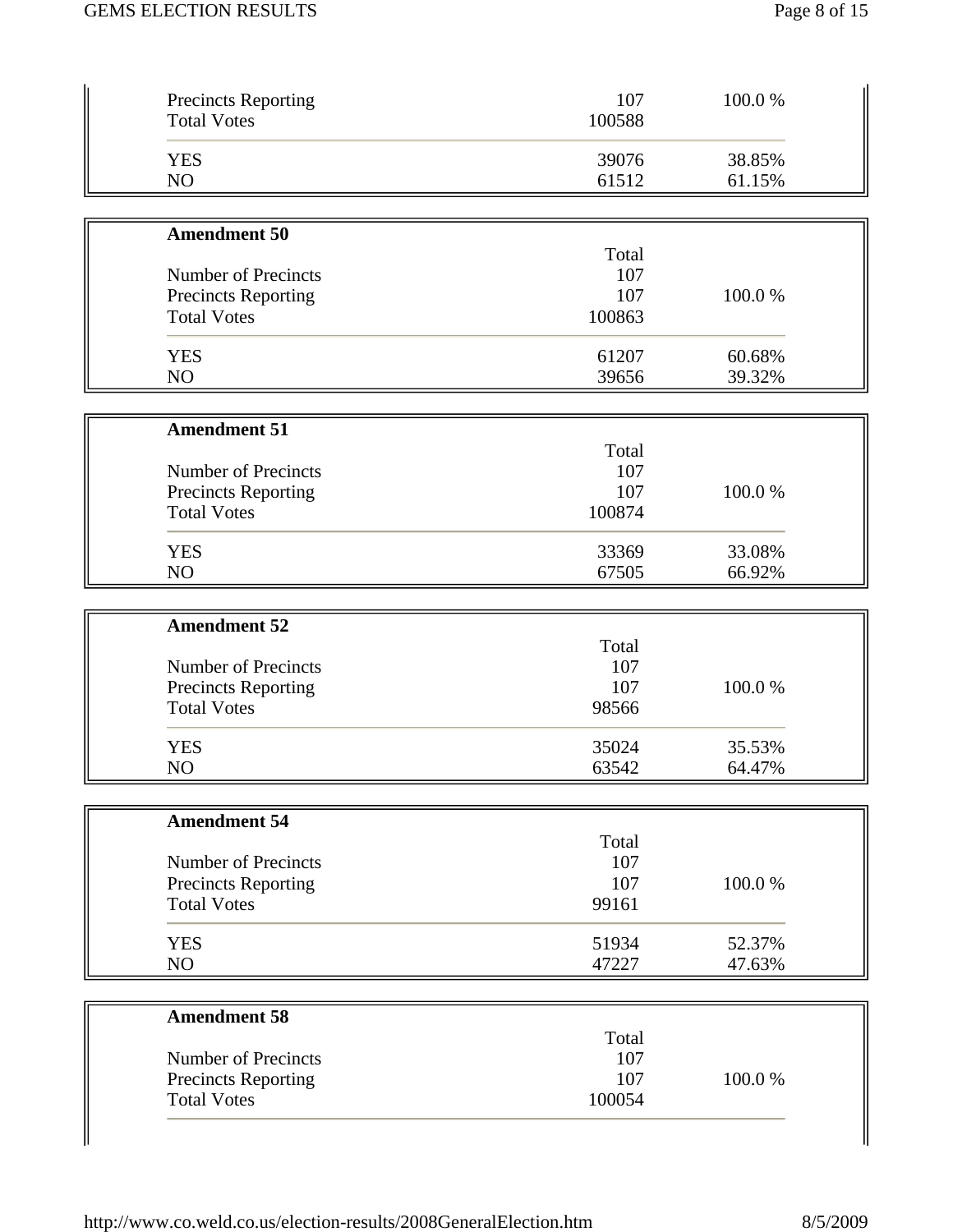| | | |
|---|---|---|
| Precincts Reporting | 107 | 100.0 % |
| Total Votes | 100588 | |
| YES | 39076 | 38.85% |
| NO | 61512 | 61.15% |

**Amendment 50**

| | Total | |
|---|---|---|
| Number of Precincts | 107 | |
| Precincts Reporting | 107 | 100.0 % |
| Total Votes | 100863 | |
| YES | 61207 | 60.68% |
| NO | 39656 | 39.32% |

**Amendment 51**

| | Total | |
|---|---|---|
| Number of Precincts | 107 | |
| Precincts Reporting | 107 | 100.0 % |
| Total Votes | 100874 | |
| YES | 33369 | 33.08% |
| NO | 67505 | 66.92% |

**Amendment 52**

| | Total | |
|---|---|---|
| Number of Precincts | 107 | |
| Precincts Reporting | 107 | 100.0 % |
| Total Votes | 98566 | |
| YES | 35024 | 35.53% |
| NO | 63542 | 64.47% |

**Amendment 54**

| | Total | |
|---|---|---|
| Number of Precincts | 107 | |
| Precincts Reporting | 107 | 100.0 % |
| Total Votes | 99161 | |
| YES | 51934 | 52.37% |
| NO | 47227 | 47.63% |

**Amendment 58**

| | Total | |
|---|---|---|
| Number of Precincts | 107 | |
| Precincts Reporting | 107 | 100.0 % |
| Total Votes | 100054 | |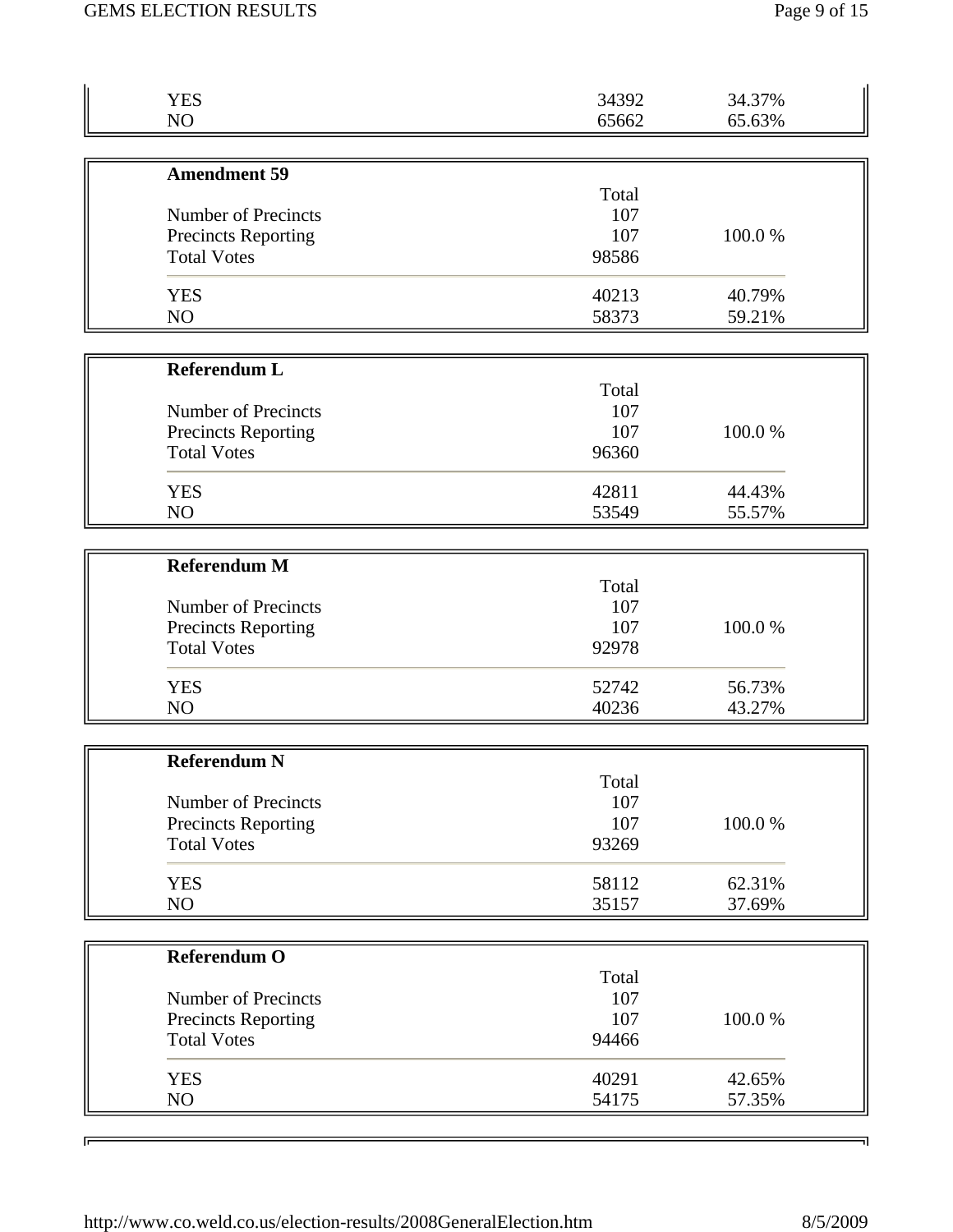| | | |
|---|---|---|
| YES | 34392 | 34.37% |
| NO | 65662 | 65.63% |

**Amendment 59**

| | Total | |
|---|---|---|
| Number of Precincts | 107 | |
| Precincts Reporting | 107 | 100.0 % |
| Total Votes | 98586 | |
| YES | 40213 | 40.79% |
| NO | 58373 | 59.21% |

**Referendum L**

| | Total | |
|---|---|---|
| Number of Precincts | 107 | |
| Precincts Reporting | 107 | 100.0 % |
| Total Votes | 96360 | |
| YES | 42811 | 44.43% |
| NO | 53549 | 55.57% |

**Referendum M**

| | Total | |
|---|---|---|
| Number of Precincts | 107 | |
| Precincts Reporting | 107 | 100.0 % |
| Total Votes | 92978 | |
| YES | 52742 | 56.73% |
| NO | 40236 | 43.27% |

**Referendum N**

| | Total | |
|---|---|---|
| Number of Precincts | 107 | |
| Precincts Reporting | 107 | 100.0 % |
| Total Votes | 93269 | |
| YES | 58112 | 62.31% |
| NO | 35157 | 37.69% |

**Referendum O**

| | Total | |
|---|---|---|
| Number of Precincts | 107 | |
| Precincts Reporting | 107 | 100.0 % |
| Total Votes | 94466 | |
| YES | 40291 | 42.65% |
| NO | 54175 | 57.35% |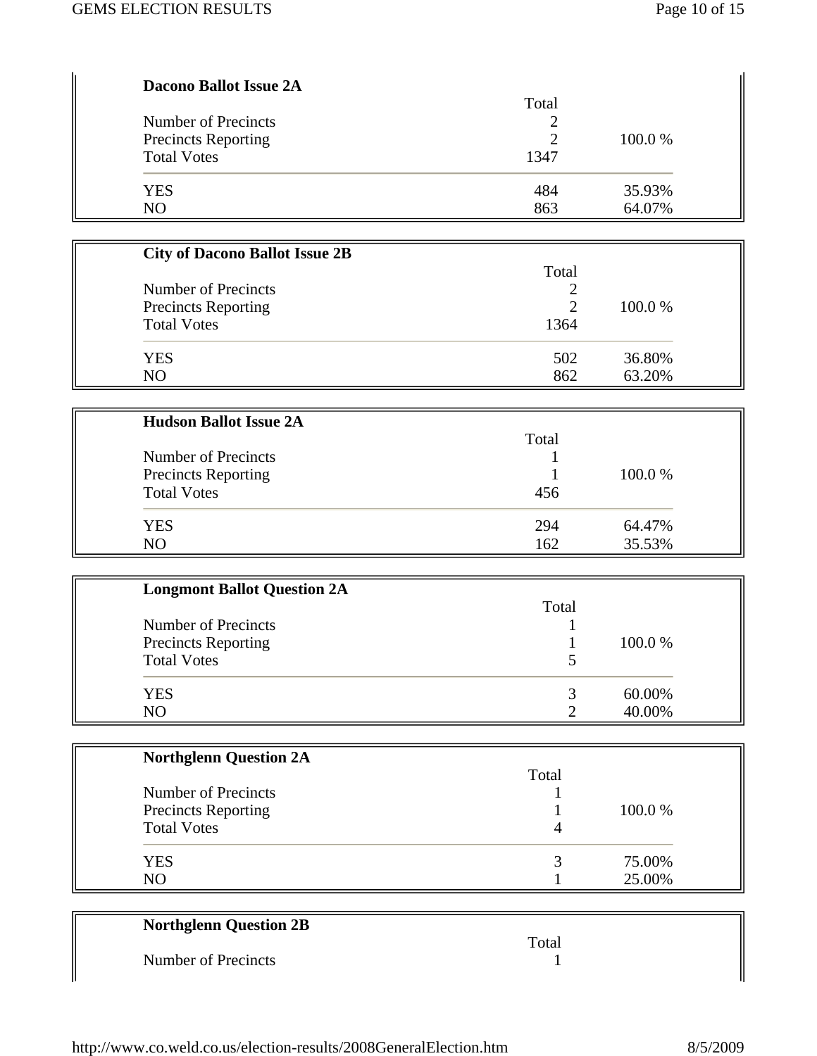### Dacono Ballot Issue 2A

| | Total | |
|---|---|---|
| Number of Precincts | 2 | |
| Precincts Reporting | 2 | 100.0 % |
| Total Votes | 1347 | |
| YES | 484 | 35.93% |
| NO | 863 | 64.07% |

### City of Dacono Ballot Issue 2B

| | Total | |
|---|---|---|
| Number of Precincts | 2 | |
| Precincts Reporting | 2 | 100.0 % |
| Total Votes | 1364 | |
| YES | 502 | 36.80% |
| NO | 862 | 63.20% |

### Hudson Ballot Issue 2A

| | Total | |
|---|---|---|
| Number of Precincts | 1 | |
| Precincts Reporting | 1 | 100.0 % |
| Total Votes | 456 | |
| YES | 294 | 64.47% |
| NO | 162 | 35.53% |

### Longmont Ballot Question 2A

| | Total | |
|---|---|---|
| Number of Precincts | 1 | |
| Precincts Reporting | 1 | 100.0 % |
| Total Votes | 5 | |
| YES | 3 | 60.00% |
| NO | 2 | 40.00% |

### Northglenn Question 2A

| | Total | |
|---|---|---|
| Number of Precincts | 1 | |
| Precincts Reporting | 1 | 100.0 % |
| Total Votes | 4 | |
| YES | 3 | 75.00% |
| NO | 1 | 25.00% |

### Northglenn Question 2B

| | Total |
|---|---|
| Number of Precincts | 1 |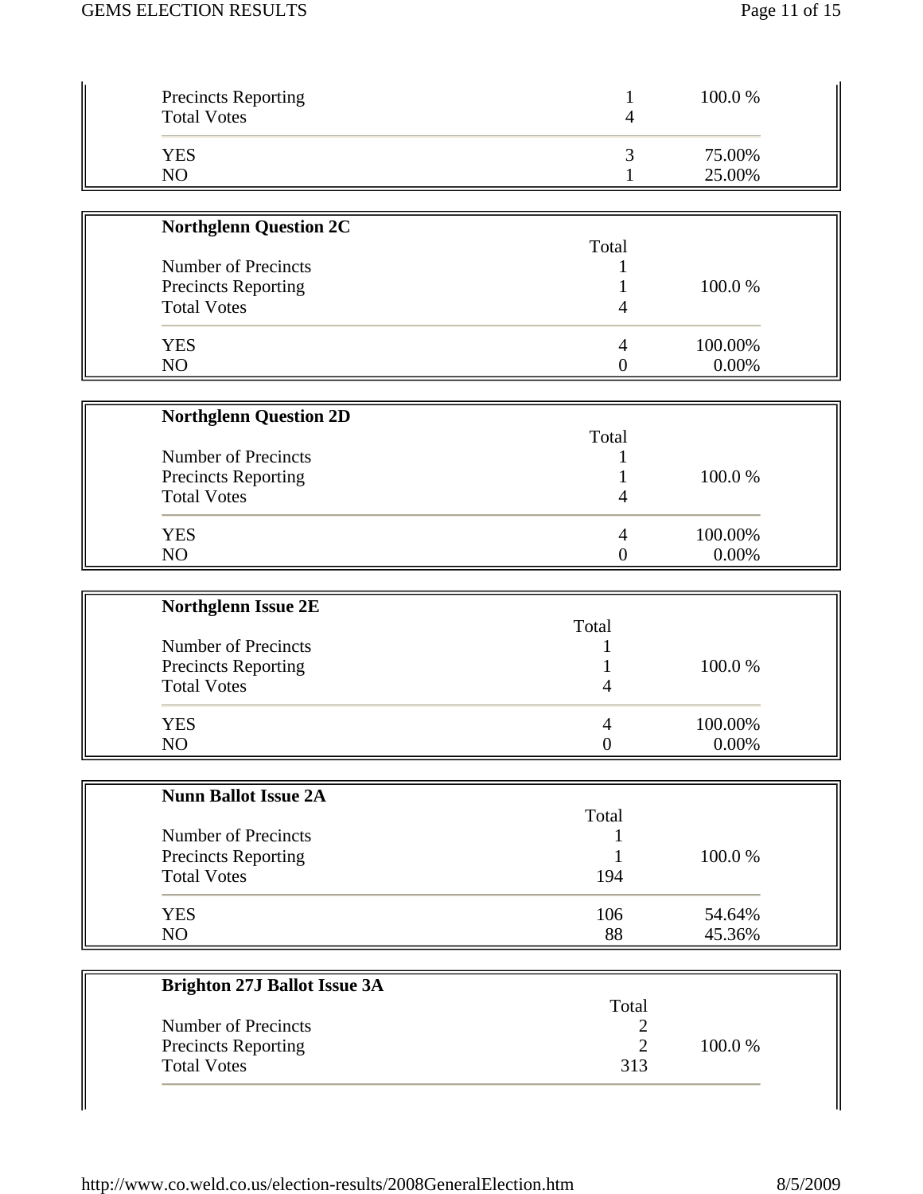| | | |
|---|---|---|
| Precincts Reporting | 1 | 100.0 % |
| Total Votes | 4 | |
| YES | 3 | 75.00% |
| NO | 1 | 25.00% |

**Northglenn Question 2C**

| | Total | |
|---|---|---|
| Number of Precincts | 1 | |
| Precincts Reporting | 1 | 100.0 % |
| Total Votes | 4 | |
| YES | 4 | 100.00% |
| NO | 0 | 0.00% |

**Northglenn Question 2D**

| | Total | |
|---|---|---|
| Number of Precincts | 1 | |
| Precincts Reporting | 1 | 100.0 % |
| Total Votes | 4 | |
| YES | 4 | 100.00% |
| NO | 0 | 0.00% |

**Northglenn Issue 2E**

| | Total | |
|---|---|---|
| Number of Precincts | 1 | |
| Precincts Reporting | 1 | 100.0 % |
| Total Votes | 4 | |
| YES | 4 | 100.00% |
| NO | 0 | 0.00% |

**Nunn Ballot Issue 2A**

| | Total | |
|---|---|---|
| Number of Precincts | 1 | |
| Precincts Reporting | 1 | 100.0 % |
| Total Votes | 194 | |
| YES | 106 | 54.64% |
| NO | 88 | 45.36% |

**Brighton 27J Ballot Issue 3A**

| | Total | |
|---|---|---|
| Number of Precincts | 2 | |
| Precincts Reporting | 2 | 100.0 % |
| Total Votes | 313 | |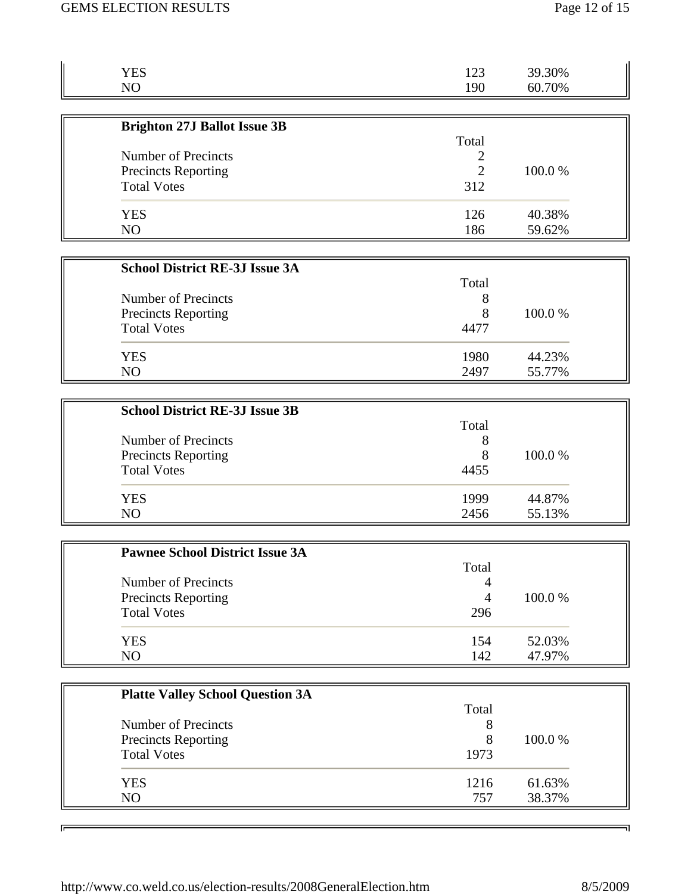| | | |
|---|---|---|
| YES | 123 | 39.30% |
| NO | 190 | 60.70% |

**Brighton 27J Ballot Issue 3B**

| | Total | |
|---|---|---|
| Number of Precincts | 2 | |
| Precincts Reporting | 2 | 100.0 % |
| Total Votes | 312 | |
| YES | 126 | 40.38% |
| NO | 186 | 59.62% |

**School District RE-3J Issue 3A**

| | Total | |
|---|---|---|
| Number of Precincts | 8 | |
| Precincts Reporting | 8 | 100.0 % |
| Total Votes | 4477 | |
| YES | 1980 | 44.23% |
| NO | 2497 | 55.77% |

**School District RE-3J Issue 3B**

| | Total | |
|---|---|---|
| Number of Precincts | 8 | |
| Precincts Reporting | 8 | 100.0 % |
| Total Votes | 4455 | |
| YES | 1999 | 44.87% |
| NO | 2456 | 55.13% |

**Pawnee School District Issue 3A**

| | Total | |
|---|---|---|
| Number of Precincts | 4 | |
| Precincts Reporting | 4 | 100.0 % |
| Total Votes | 296 | |
| YES | 154 | 52.03% |
| NO | 142 | 47.97% |

**Platte Valley School Question 3A**

| | Total | |
|---|---|---|
| Number of Precincts | 8 | |
| Precincts Reporting | 8 | 100.0 % |
| Total Votes | 1973 | |
| YES | 1216 | 61.63% |
| NO | 757 | 38.37% |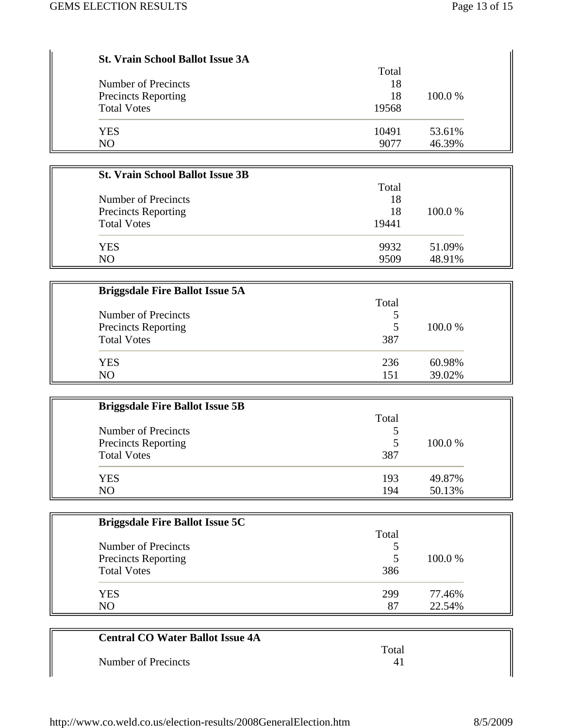**St. Vrain School Ballot Issue 3A**

| | Total | |
|---|---|---|
| Number of Precincts | 18 | |
| Precincts Reporting | 18 | 100.0 % |
| Total Votes | 19568 | |
| YES | 10491 | 53.61% |
| NO | 9077 | 46.39% |

**St. Vrain School Ballot Issue 3B**

| | Total | |
|---|---|---|
| Number of Precincts | 18 | |
| Precincts Reporting | 18 | 100.0 % |
| Total Votes | 19441 | |
| YES | 9932 | 51.09% |
| NO | 9509 | 48.91% |

**Briggsdale Fire Ballot Issue 5A**

| | Total | |
|---|---|---|
| Number of Precincts | 5 | |
| Precincts Reporting | 5 | 100.0 % |
| Total Votes | 387 | |
| YES | 236 | 60.98% |
| NO | 151 | 39.02% |

**Briggsdale Fire Ballot Issue 5B**

| | Total | |
|---|---|---|
| Number of Precincts | 5 | |
| Precincts Reporting | 5 | 100.0 % |
| Total Votes | 387 | |
| YES | 193 | 49.87% |
| NO | 194 | 50.13% |

**Briggsdale Fire Ballot Issue 5C**

| | Total | |
|---|---|---|
| Number of Precincts | 5 | |
| Precincts Reporting | 5 | 100.0 % |
| Total Votes | 386 | |
| YES | 299 | 77.46% |
| NO | 87 | 22.54% |

**Central CO Water Ballot Issue 4A**

| | Total | |
|---|---|---|
| Number of Precincts | 41 | |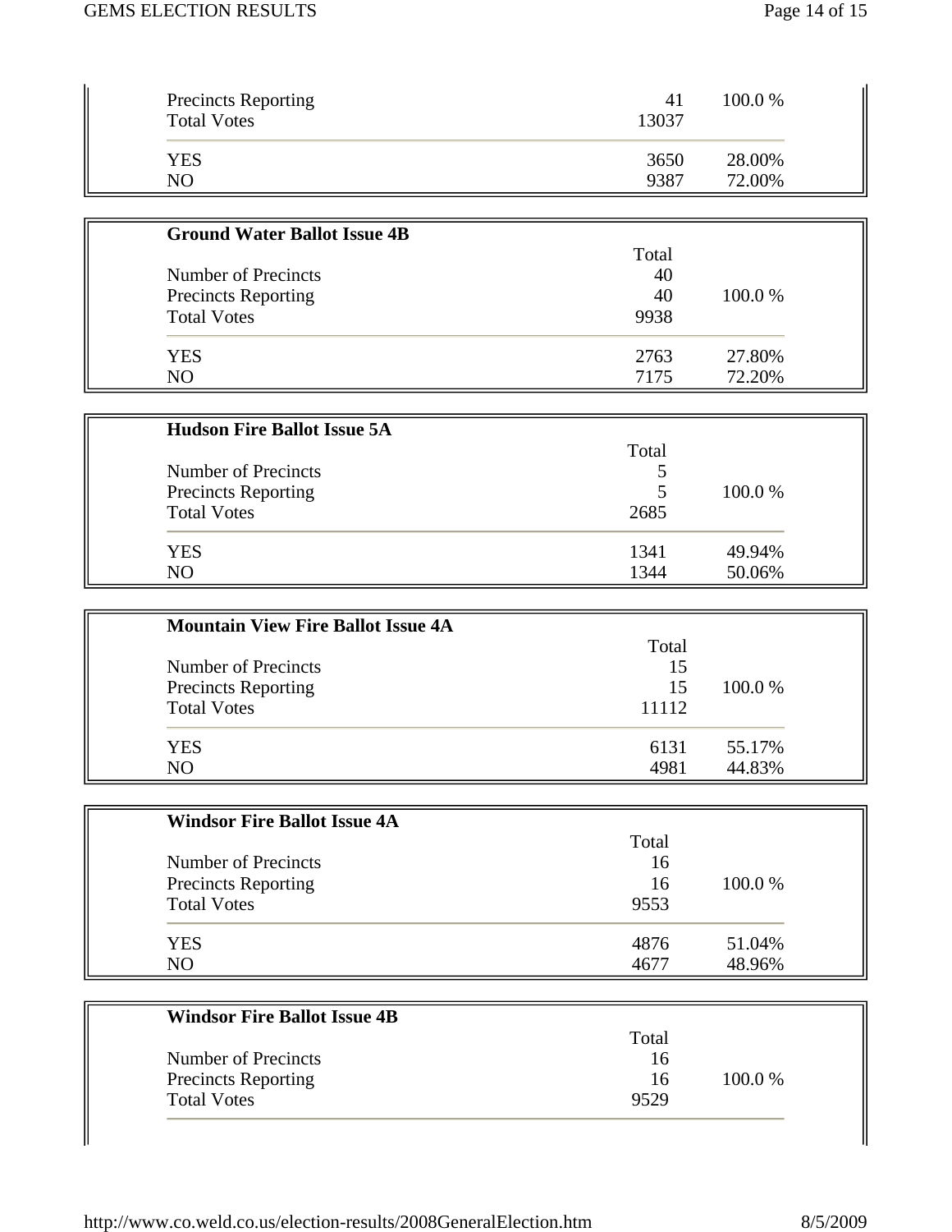| | | |
|---|---|---|
| Precincts Reporting | 41 | 100.0 % |
| Total Votes | 13037 | |
| YES | 3650 | 28.00% |
| NO | 9387 | 72.00% |

**Ground Water Ballot Issue 4B**

| | Total | |
|---|---|---|
| Number of Precincts | 40 | |
| Precincts Reporting | 40 | 100.0 % |
| Total Votes | 9938 | |
| YES | 2763 | 27.80% |
| NO | 7175 | 72.20% |

**Hudson Fire Ballot Issue 5A**

| | Total | |
|---|---|---|
| Number of Precincts | 5 | |
| Precincts Reporting | 5 | 100.0 % |
| Total Votes | 2685 | |
| YES | 1341 | 49.94% |
| NO | 1344 | 50.06% |

**Mountain View Fire Ballot Issue 4A**

| | Total | |
|---|---|---|
| Number of Precincts | 15 | |
| Precincts Reporting | 15 | 100.0 % |
| Total Votes | 11112 | |
| YES | 6131 | 55.17% |
| NO | 4981 | 44.83% |

**Windsor Fire Ballot Issue 4A**

| | Total | |
|---|---|---|
| Number of Precincts | 16 | |
| Precincts Reporting | 16 | 100.0 % |
| Total Votes | 9553 | |
| YES | 4876 | 51.04% |
| NO | 4677 | 48.96% |

**Windsor Fire Ballot Issue 4B**

| | Total | |
|---|---|---|
| Number of Precincts | 16 | |
| Precincts Reporting | 16 | 100.0 % |
| Total Votes | 9529 | |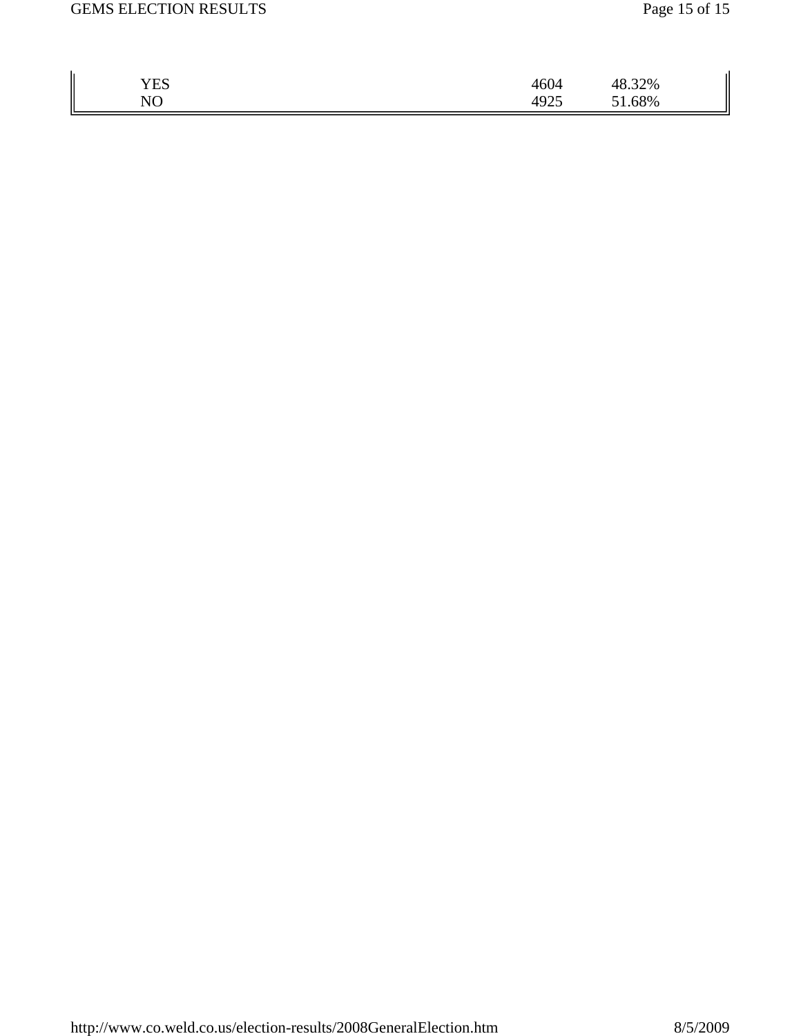| | | |
|---|---|---|
| YES | 4604 | 48.32% |
| NO | 4925 | 51.68% |